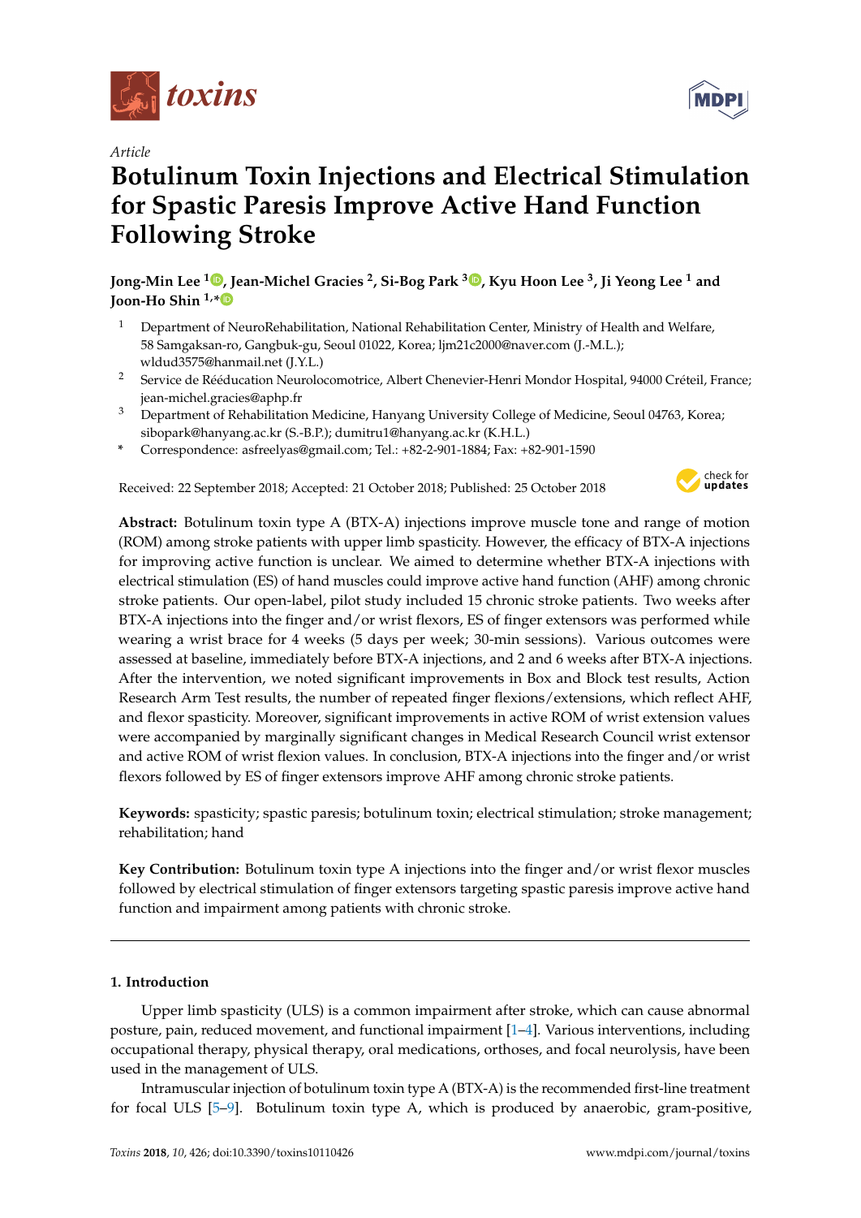*Article*

# Botulinum Toxin Injections and Electrical Stimulation for Spastic Paresis Improve Active Hand Function Following Stroke

**Jong-Min Lee [1], Jean-Michel Gracies [2], Si-Bog Park [3], Kyu Hoon Lee [3], Ji Yeong Lee [1] and Joon-Ho Shin [1,*]**

[1] Department of NeuroRehabilitation, National Rehabilitation Center, Ministry of Health and Welfare, 58 Samgaksan-ro, Gangbuk-gu, Seoul 01022, Korea; ljm21c2000@naver.com (J.-M.L.); wldud3575@hanmail.net (J.Y.L.)

[2] Service de Rééducation Neurolocomotrice, Albert Chenevier-Henri Mondor Hospital, 94000 Créteil, France; jean-michel.gracies@aphp.fr

[3] Department of Rehabilitation Medicine, Hanyang University College of Medicine, Seoul 04763, Korea; sibopark@hanyang.ac.kr (S.-B.P.); dumitru1@hanyang.ac.kr (K.H.L.)

\* Correspondence: asfreelyas@gmail.com; Tel.: +82-2-901-1884; Fax: +82-901-1590

Received: 22 September 2018; Accepted: 21 October 2018; Published: 25 October 2018

**Abstract:** Botulinum toxin type A (BTX-A) injections improve muscle tone and range of motion (ROM) among stroke patients with upper limb spasticity. However, the efficacy of BTX-A injections for improving active function is unclear. We aimed to determine whether BTX-A injections with electrical stimulation (ES) of hand muscles could improve active hand function (AHF) among chronic stroke patients. Our open-label, pilot study included 15 chronic stroke patients. Two weeks after BTX-A injections into the finger and/or wrist flexors, ES of finger extensors was performed while wearing a wrist brace for 4 weeks (5 days per week; 30-min sessions). Various outcomes were assessed at baseline, immediately before BTX-A injections, and 2 and 6 weeks after BTX-A injections. After the intervention, we noted significant improvements in Box and Block test results, Action Research Arm Test results, the number of repeated finger flexions/extensions, which reflect AHF, and flexor spasticity. Moreover, significant improvements in active ROM of wrist extension values were accompanied by marginally significant changes in Medical Research Council wrist extensor and active ROM of wrist flexion values. In conclusion, BTX-A injections into the finger and/or wrist flexors followed by ES of finger extensors improve AHF among chronic stroke patients.

**Keywords:** spasticity; spastic paresis; botulinum toxin; electrical stimulation; stroke management; rehabilitation; hand

**Key Contribution:** Botulinum toxin type A injections into the finger and/or wrist flexor muscles followed by electrical stimulation of finger extensors targeting spastic paresis improve active hand function and impairment among patients with chronic stroke.

## 1. Introduction

Upper limb spasticity (ULS) is a common impairment after stroke, which can cause abnormal posture, pain, reduced movement, and functional impairment [1–4]. Various interventions, including occupational therapy, physical therapy, oral medications, orthoses, and focal neurolysis, have been used in the management of ULS.

Intramuscular injection of botulinum toxin type A (BTX-A) is the recommended first-line treatment for focal ULS [5–9]. Botulinum toxin type A, which is produced by anaerobic, gram-positive,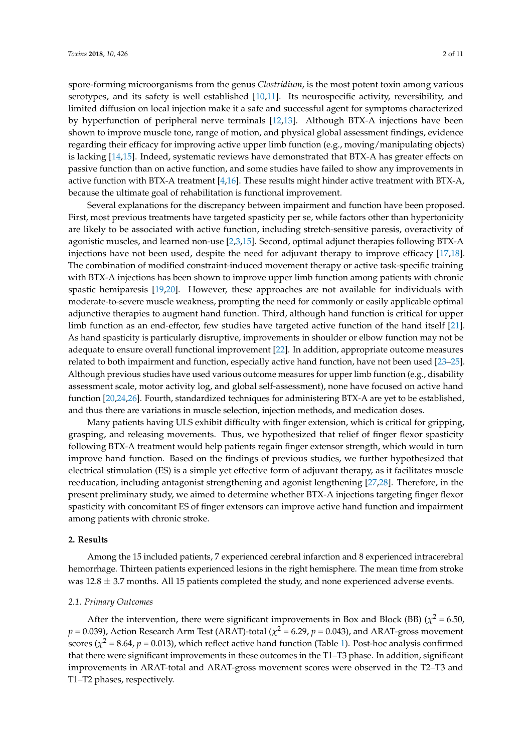spore-forming microorganisms from the genus *Clostridium*, is the most potent toxin among various serotypes, and its safety is well established [10,11]. Its neurospecific activity, reversibility, and limited diffusion on local injection make it a safe and successful agent for symptoms characterized by hyperfunction of peripheral nerve terminals [12,13]. Although BTX-A injections have been shown to improve muscle tone, range of motion, and physical global assessment findings, evidence regarding their efficacy for improving active upper limb function (e.g., moving/manipulating objects) is lacking [14,15]. Indeed, systematic reviews have demonstrated that BTX-A has greater effects on passive function than on active function, and some studies have failed to show any improvements in active function with BTX-A treatment [4,16]. These results might hinder active treatment with BTX-A, because the ultimate goal of rehabilitation is functional improvement.

Several explanations for the discrepancy between impairment and function have been proposed. First, most previous treatments have targeted spasticity per se, while factors other than hypertonicity are likely to be associated with active function, including stretch-sensitive paresis, overactivity of agonistic muscles, and learned non-use [2,3,15]. Second, optimal adjunct therapies following BTX-A injections have not been used, despite the need for adjuvant therapy to improve efficacy [17,18]. The combination of modified constraint-induced movement therapy or active task-specific training with BTX-A injections has been shown to improve upper limb function among patients with chronic spastic hemiparesis [19,20]. However, these approaches are not available for individuals with moderate-to-severe muscle weakness, prompting the need for commonly or easily applicable optimal adjunctive therapies to augment hand function. Third, although hand function is critical for upper limb function as an end-effector, few studies have targeted active function of the hand itself [21]. As hand spasticity is particularly disruptive, improvements in shoulder or elbow function may not be adequate to ensure overall functional improvement [22]. In addition, appropriate outcome measures related to both impairment and function, especially active hand function, have not been used [23–25]. Although previous studies have used various outcome measures for upper limb function (e.g., disability assessment scale, motor activity log, and global self-assessment), none have focused on active hand function [20,24,26]. Fourth, standardized techniques for administering BTX-A are yet to be established, and thus there are variations in muscle selection, injection methods, and medication doses.

Many patients having ULS exhibit difficulty with finger extension, which is critical for gripping, grasping, and releasing movements. Thus, we hypothesized that relief of finger flexor spasticity following BTX-A treatment would help patients regain finger extensor strength, which would in turn improve hand function. Based on the findings of previous studies, we further hypothesized that electrical stimulation (ES) is a simple yet effective form of adjuvant therapy, as it facilitates muscle reeducation, including antagonist strengthening and agonist lengthening [27,28]. Therefore, in the present preliminary study, we aimed to determine whether BTX-A injections targeting finger flexor spasticity with concomitant ES of finger extensors can improve active hand function and impairment among patients with chronic stroke.

## 2. Results

Among the 15 included patients, 7 experienced cerebral infarction and 8 experienced intracerebral hemorrhage. Thirteen patients experienced lesions in the right hemisphere. The mean time from stroke was 12.8 ± 3.7 months. All 15 patients completed the study, and none experienced adverse events.

### *2.1. Primary Outcomes*

After the intervention, there were significant improvements in Box and Block (BB) ($\chi^2$ = 6.50, $p$ = 0.039), Action Research Arm Test (ARAT)-total ($\chi^2$ = 6.29, $p$ = 0.043), and ARAT-gross movement scores ($\chi^2$ = 8.64, $p$ = 0.013), which reflect active hand function (Table 1). Post-hoc analysis confirmed that there were significant improvements in these outcomes in the T1–T3 phase. In addition, significant improvements in ARAT-total and ARAT-gross movement scores were observed in the T2–T3 and T1–T2 phases, respectively.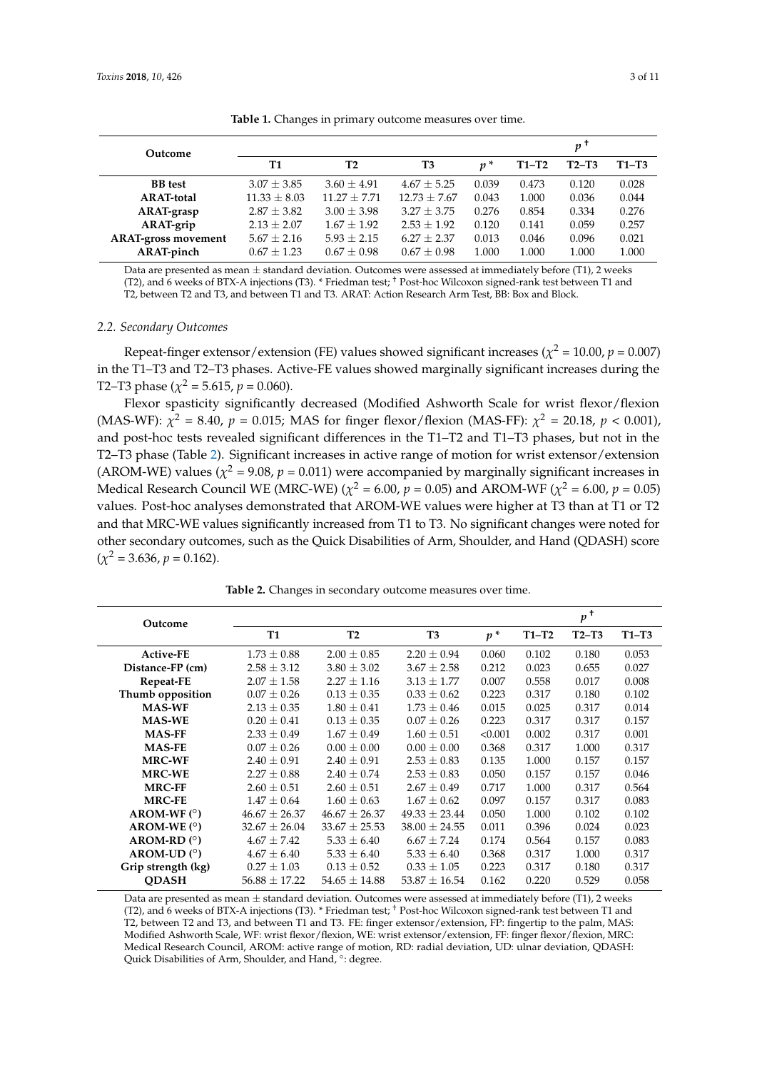**Table 1.** Changes in primary outcome measures over time.

| Outcome | T1 | T2 | T3 | $p$ * | $p$ † | | |
|---|---|---|---|---|---|---|---|
| | | | | | T1–T2 | T2–T3 | T1–T3 |
| **BB test** | 3.07 ± 3.85 | 3.60 ± 4.91 | 4.67 ± 5.25 | 0.039 | 0.473 | 0.120 | 0.028 |
| **ARAT-total** | 11.33 ± 8.03 | 11.27 ± 7.71 | 12.73 ± 7.67 | 0.043 | 1.000 | 0.036 | 0.044 |
| **ARAT-grasp** | 2.87 ± 3.82 | 3.00 ± 3.98 | 3.27 ± 3.75 | 0.276 | 0.854 | 0.334 | 0.276 |
| **ARAT-grip** | 2.13 ± 2.07 | 1.67 ± 1.92 | 2.53 ± 1.92 | 0.120 | 0.141 | 0.059 | 0.257 |
| **ARAT-gross movement** | 5.67 ± 2.16 | 5.93 ± 2.15 | 6.27 ± 2.37 | 0.013 | 0.046 | 0.096 | 0.021 |
| **ARAT-pinch** | 0.67 ± 1.23 | 0.67 ± 0.98 | 0.67 ± 0.98 | 1.000 | 1.000 | 1.000 | 1.000 |

Data are presented as mean ± standard deviation. Outcomes were assessed at immediately before (T1), 2 weeks (T2), and 6 weeks of BTX-A injections (T3). * Friedman test; † Post-hoc Wilcoxon signed-rank test between T1 and T2, between T2 and T3, and between T1 and T3. ARAT: Action Research Arm Test, BB: Box and Block.

### 2.2. Secondary Outcomes

Repeat-finger extensor/extension (FE) values showed significant increases ($\chi^2$ = 10.00, $p$ = 0.007) in the T1–T3 and T2–T3 phases. Active-FE values showed marginally significant increases during the T2–T3 phase ($\chi^2$ = 5.615, $p$ = 0.060).

Flexor spasticity significantly decreased (Modified Ashworth Scale for wrist flexor/flexion (MAS-WF): $\chi^2$ = 8.40, $p$ = 0.015; MAS for finger flexor/flexion (MAS-FF): $\chi^2$ = 20.18, $p$ < 0.001), and post-hoc tests revealed significant differences in the T1–T2 and T1–T3 phases, but not in the T2–T3 phase (Table 2). Significant increases in active range of motion for wrist extensor/extension (AROM-WE) values ($\chi^2$ = 9.08, $p$ = 0.011) were accompanied by marginally significant increases in Medical Research Council WE (MRC-WE) ($\chi^2$ = 6.00, $p$ = 0.05) and AROM-WF ($\chi^2$ = 6.00, $p$ = 0.05) values. Post-hoc analyses demonstrated that AROM-WE values were higher at T3 than at T1 or T2 and that MRC-WE values significantly increased from T1 to T3. No significant changes were noted for other secondary outcomes, such as the Quick Disabilities of Arm, Shoulder, and Hand (QDASH) score ($\chi^2$ = 3.636, $p$ = 0.162).

**Table 2.** Changes in secondary outcome measures over time.

| Outcome | T1 | T2 | T3 | $p$ * | $p$ † | | |
|---|---|---|---|---|---|---|---|
| | | | | | T1–T2 | T2–T3 | T1–T3 |
| **Active-FE** | 1.73 ± 0.88 | 2.00 ± 0.85 | 2.20 ± 0.94 | 0.060 | 0.102 | 0.180 | 0.053 |
| **Distance-FP (cm)** | 2.58 ± 3.12 | 3.80 ± 3.02 | 3.67 ± 2.58 | 0.212 | 0.023 | 0.655 | 0.027 |
| **Repeat-FE** | 2.07 ± 1.58 | 2.27 ± 1.16 | 3.13 ± 1.77 | 0.007 | 0.558 | 0.017 | 0.008 |
| **Thumb opposition** | 0.07 ± 0.26 | 0.13 ± 0.35 | 0.33 ± 0.62 | 0.223 | 0.317 | 0.180 | 0.102 |
| **MAS-WF** | 2.13 ± 0.35 | 1.80 ± 0.41 | 1.73 ± 0.46 | 0.015 | 0.025 | 0.317 | 0.014 |
| **MAS-WE** | 0.20 ± 0.41 | 0.13 ± 0.35 | 0.07 ± 0.26 | 0.223 | 0.317 | 0.317 | 0.157 |
| **MAS-FF** | 2.33 ± 0.49 | 1.67 ± 0.49 | 1.60 ± 0.51 | <0.001 | 0.002 | 0.317 | 0.001 |
| **MAS-FE** | 0.07 ± 0.26 | 0.00 ± 0.00 | 0.00 ± 0.00 | 0.368 | 0.317 | 1.000 | 0.317 |
| **MRC-WF** | 2.40 ± 0.91 | 2.40 ± 0.91 | 2.53 ± 0.83 | 0.135 | 1.000 | 0.157 | 0.157 |
| **MRC-WE** | 2.27 ± 0.88 | 2.40 ± 0.74 | 2.53 ± 0.83 | 0.050 | 0.157 | 0.157 | 0.046 |
| **MRC-FF** | 2.60 ± 0.51 | 2.60 ± 0.51 | 2.67 ± 0.49 | 0.717 | 1.000 | 0.317 | 0.564 |
| **MRC-FE** | 1.47 ± 0.64 | 1.60 ± 0.63 | 1.67 ± 0.62 | 0.097 | 0.157 | 0.317 | 0.083 |
| **AROM-WF (°)** | 46.67 ± 26.37 | 46.67 ± 26.37 | 49.33 ± 23.44 | 0.050 | 1.000 | 0.102 | 0.102 |
| **AROM-WE (°)** | 32.67 ± 26.04 | 33.67 ± 25.53 | 38.00 ± 24.55 | 0.011 | 0.396 | 0.024 | 0.023 |
| **AROM-RD (°)** | 4.67 ± 7.42 | 5.33 ± 6.40 | 6.67 ± 7.24 | 0.174 | 0.564 | 0.157 | 0.083 |
| **AROM-UD (°)** | 4.67 ± 6.40 | 5.33 ± 6.40 | 5.33 ± 6.40 | 0.368 | 0.317 | 1.000 | 0.317 |
| **Grip strength (kg)** | 0.27 ± 1.03 | 0.13 ± 0.52 | 0.33 ± 1.05 | 0.223 | 0.317 | 0.180 | 0.317 |
| **QDASH** | 56.88 ± 17.22 | 54.65 ± 14.88 | 53.87 ± 16.54 | 0.162 | 0.220 | 0.529 | 0.058 |

Data are presented as mean ± standard deviation. Outcomes were assessed at immediately before (T1), 2 weeks (T2), and 6 weeks of BTX-A injections (T3). * Friedman test; † Post-hoc Wilcoxon signed-rank test between T1 and T2, between T2 and T3, and between T1 and T3. FE: finger extensor/extension, FP: fingertip to the palm, MAS: Modified Ashworth Scale, WF: wrist flexor/flexion, WE: wrist extensor/extension, FF: finger flexor/flexion, MRC: Medical Research Council, AROM: active range of motion, RD: radial deviation, UD: ulnar deviation, QDASH: Quick Disabilities of Arm, Shoulder, and Hand, °: degree.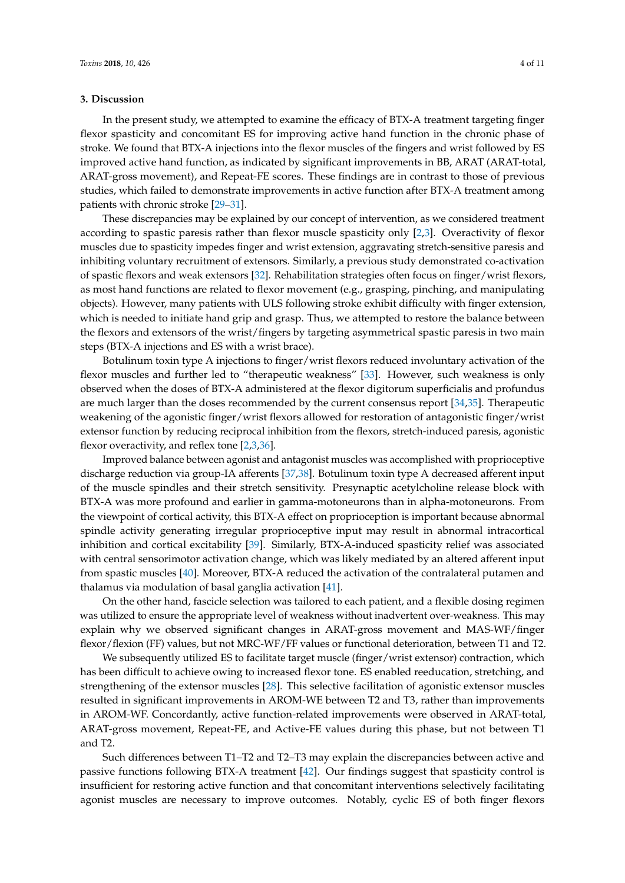## 3. Discussion

In the present study, we attempted to examine the efficacy of BTX-A treatment targeting finger flexor spasticity and concomitant ES for improving active hand function in the chronic phase of stroke. We found that BTX-A injections into the flexor muscles of the fingers and wrist followed by ES improved active hand function, as indicated by significant improvements in BB, ARAT (ARAT-total, ARAT-gross movement), and Repeat-FE scores. These findings are in contrast to those of previous studies, which failed to demonstrate improvements in active function after BTX-A treatment among patients with chronic stroke [29–31].

These discrepancies may be explained by our concept of intervention, as we considered treatment according to spastic paresis rather than flexor muscle spasticity only [2,3]. Overactivity of flexor muscles due to spasticity impedes finger and wrist extension, aggravating stretch-sensitive paresis and inhibiting voluntary recruitment of extensors. Similarly, a previous study demonstrated co-activation of spastic flexors and weak extensors [32]. Rehabilitation strategies often focus on finger/wrist flexors, as most hand functions are related to flexor movement (e.g., grasping, pinching, and manipulating objects). However, many patients with ULS following stroke exhibit difficulty with finger extension, which is needed to initiate hand grip and grasp. Thus, we attempted to restore the balance between the flexors and extensors of the wrist/fingers by targeting asymmetrical spastic paresis in two main steps (BTX-A injections and ES with a wrist brace).

Botulinum toxin type A injections to finger/wrist flexors reduced involuntary activation of the flexor muscles and further led to "therapeutic weakness" [33]. However, such weakness is only observed when the doses of BTX-A administered at the flexor digitorum superficialis and profundus are much larger than the doses recommended by the current consensus report [34,35]. Therapeutic weakening of the agonistic finger/wrist flexors allowed for restoration of antagonistic finger/wrist extensor function by reducing reciprocal inhibition from the flexors, stretch-induced paresis, agonistic flexor overactivity, and reflex tone [2,3,36].

Improved balance between agonist and antagonist muscles was accomplished with proprioceptive discharge reduction via group-IA afferents [37,38]. Botulinum toxin type A decreased afferent input of the muscle spindles and their stretch sensitivity. Presynaptic acetylcholine release block with BTX-A was more profound and earlier in gamma-motoneurons than in alpha-motoneurons. From the viewpoint of cortical activity, this BTX-A effect on proprioception is important because abnormal spindle activity generating irregular proprioceptive input may result in abnormal intracortical inhibition and cortical excitability [39]. Similarly, BTX-A-induced spasticity relief was associated with central sensorimotor activation change, which was likely mediated by an altered afferent input from spastic muscles [40]. Moreover, BTX-A reduced the activation of the contralateral putamen and thalamus via modulation of basal ganglia activation [41].

On the other hand, fascicle selection was tailored to each patient, and a flexible dosing regimen was utilized to ensure the appropriate level of weakness without inadvertent over-weakness. This may explain why we observed significant changes in ARAT-gross movement and MAS-WF/finger flexor/flexion (FF) values, but not MRC-WF/FF values or functional deterioration, between T1 and T2.

We subsequently utilized ES to facilitate target muscle (finger/wrist extensor) contraction, which has been difficult to achieve owing to increased flexor tone. ES enabled reeducation, stretching, and strengthening of the extensor muscles [28]. This selective facilitation of agonistic extensor muscles resulted in significant improvements in AROM-WE between T2 and T3, rather than improvements in AROM-WF. Concordantly, active function-related improvements were observed in ARAT-total, ARAT-gross movement, Repeat-FE, and Active-FE values during this phase, but not between T1 and T2.

Such differences between T1–T2 and T2–T3 may explain the discrepancies between active and passive functions following BTX-A treatment [42]. Our findings suggest that spasticity control is insufficient for restoring active function and that concomitant interventions selectively facilitating agonist muscles are necessary to improve outcomes. Notably, cyclic ES of both finger flexors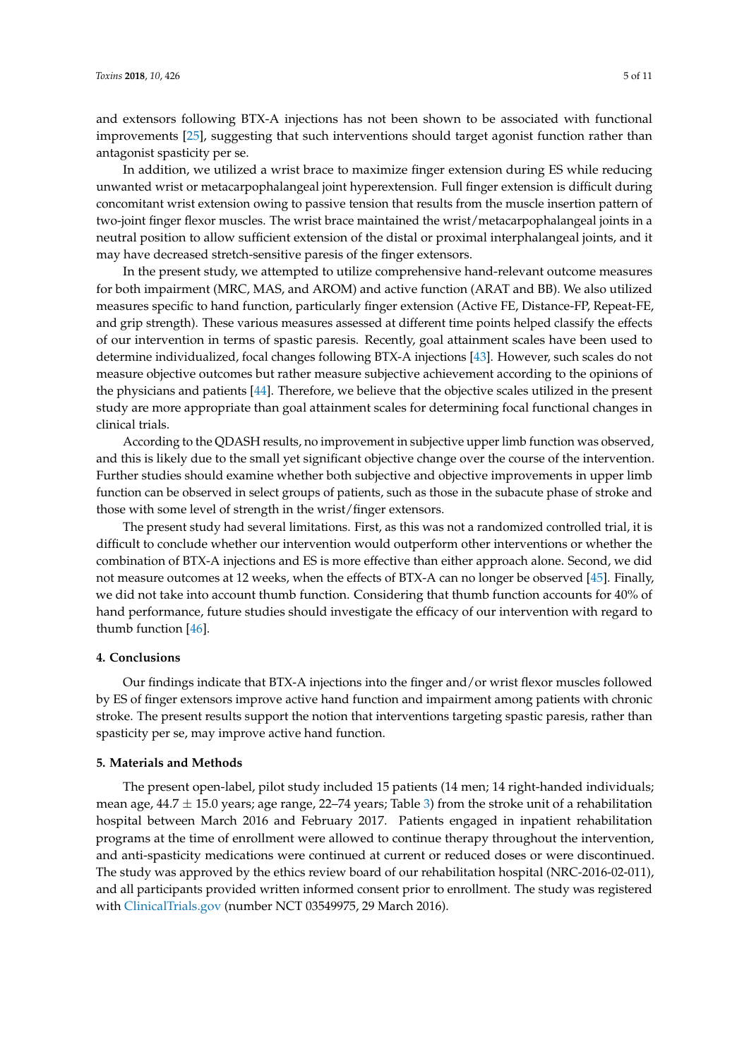and extensors following BTX-A injections has not been shown to be associated with functional improvements [25], suggesting that such interventions should target agonist function rather than antagonist spasticity per se.

In addition, we utilized a wrist brace to maximize finger extension during ES while reducing unwanted wrist or metacarpophalangeal joint hyperextension. Full finger extension is difficult during concomitant wrist extension owing to passive tension that results from the muscle insertion pattern of two-joint finger flexor muscles. The wrist brace maintained the wrist/metacarpophalangeal joints in a neutral position to allow sufficient extension of the distal or proximal interphalangeal joints, and it may have decreased stretch-sensitive paresis of the finger extensors.

In the present study, we attempted to utilize comprehensive hand-relevant outcome measures for both impairment (MRC, MAS, and AROM) and active function (ARAT and BB). We also utilized measures specific to hand function, particularly finger extension (Active FE, Distance-FP, Repeat-FE, and grip strength). These various measures assessed at different time points helped classify the effects of our intervention in terms of spastic paresis. Recently, goal attainment scales have been used to determine individualized, focal changes following BTX-A injections [43]. However, such scales do not measure objective outcomes but rather measure subjective achievement according to the opinions of the physicians and patients [44]. Therefore, we believe that the objective scales utilized in the present study are more appropriate than goal attainment scales for determining focal functional changes in clinical trials.

According to the QDASH results, no improvement in subjective upper limb function was observed, and this is likely due to the small yet significant objective change over the course of the intervention. Further studies should examine whether both subjective and objective improvements in upper limb function can be observed in select groups of patients, such as those in the subacute phase of stroke and those with some level of strength in the wrist/finger extensors.

The present study had several limitations. First, as this was not a randomized controlled trial, it is difficult to conclude whether our intervention would outperform other interventions or whether the combination of BTX-A injections and ES is more effective than either approach alone. Second, we did not measure outcomes at 12 weeks, when the effects of BTX-A can no longer be observed [45]. Finally, we did not take into account thumb function. Considering that thumb function accounts for 40% of hand performance, future studies should investigate the efficacy of our intervention with regard to thumb function [46].

## 4. Conclusions

Our findings indicate that BTX-A injections into the finger and/or wrist flexor muscles followed by ES of finger extensors improve active hand function and impairment among patients with chronic stroke. The present results support the notion that interventions targeting spastic paresis, rather than spasticity per se, may improve active hand function.

## 5. Materials and Methods

The present open-label, pilot study included 15 patients (14 men; 14 right-handed individuals; mean age, 44.7 ± 15.0 years; age range, 22–74 years; Table 3) from the stroke unit of a rehabilitation hospital between March 2016 and February 2017. Patients engaged in inpatient rehabilitation programs at the time of enrollment were allowed to continue therapy throughout the intervention, and anti-spasticity medications were continued at current or reduced doses or were discontinued. The study was approved by the ethics review board of our rehabilitation hospital (NRC-2016-02-011), and all participants provided written informed consent prior to enrollment. The study was registered with ClinicalTrials.gov (number NCT 03549975, 29 March 2016).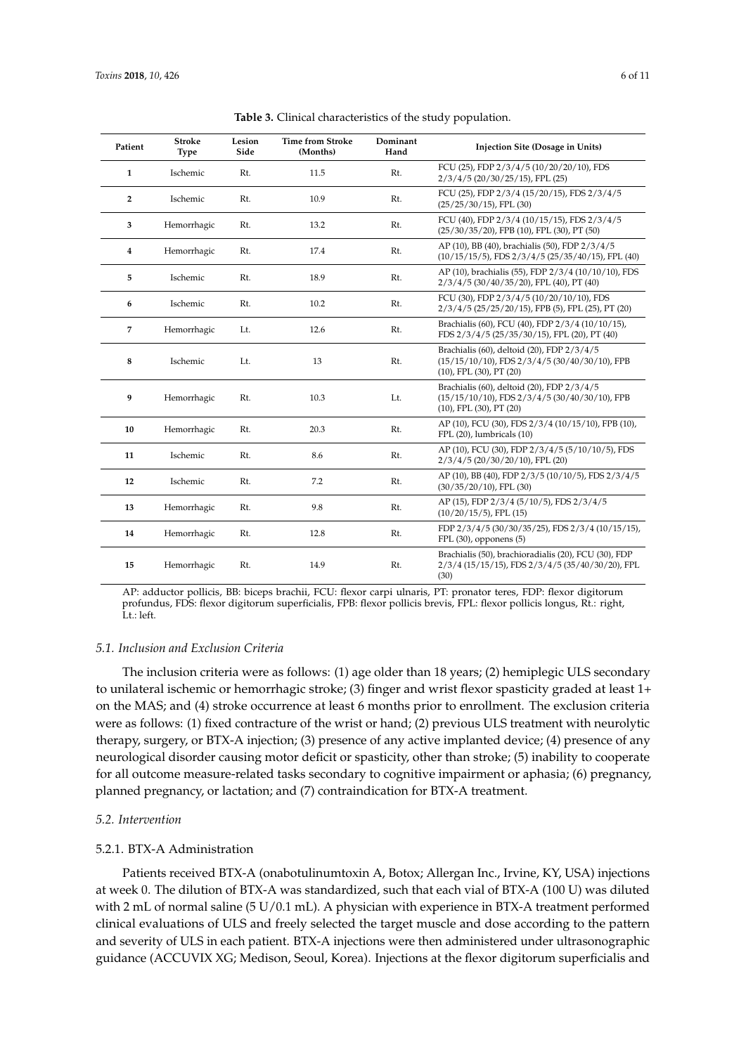**Table 3.** Clinical characteristics of the study population.

| Patient | Stroke Type | Lesion Side | Time from Stroke (Months) | Dominant Hand | Injection Site (Dosage in Units) |
|---|---|---|---|---|---|
| 1 | Ischemic | Rt. | 11.5 | Rt. | FCU (25), FDP 2/3/4/5 (10/20/20/10), FDS 2/3/4/5 (20/30/25/15), FPL (25) |
| 2 | Ischemic | Rt. | 10.9 | Rt. | FCU (25), FDP 2/3/4 (15/20/15), FDS 2/3/4/5 (25/25/30/15), FPL (30) |
| 3 | Hemorrhagic | Rt. | 13.2 | Rt. | FCU (40), FDP 2/3/4 (10/15/15), FDS 2/3/4/5 (25/30/35/20), FPB (10), FPL (30), PT (50) |
| 4 | Hemorrhagic | Rt. | 17.4 | Rt. | AP (10), BB (40), brachialis (50), FDP 2/3/4/5 (10/15/15/5), FDS 2/3/4/5 (25/35/40/15), FPL (40) |
| 5 | Ischemic | Rt. | 18.9 | Rt. | AP (10), brachialis (55), FDP 2/3/4 (10/10/10), FDS 2/3/4/5 (30/40/35/20), FPL (40), PT (40) |
| 6 | Ischemic | Rt. | 10.2 | Rt. | FCU (30), FDP 2/3/4/5 (10/20/10/10), FDS 2/3/4/5 (25/25/20/15), FPB (5), FPL (25), PT (20) |
| 7 | Hemorrhagic | Lt. | 12.6 | Rt. | Brachialis (60), FCU (40), FDP 2/3/4 (10/10/15), FDS 2/3/4/5 (25/35/30/15), FPL (20), PT (40) |
| 8 | Ischemic | Lt. | 13 | Rt. | Brachialis (60), deltoid (20), FDP 2/3/4/5 (15/15/10/10), FDS 2/3/4/5 (30/40/30/10), FPB (10), FPL (30), PT (20) |
| 9 | Hemorrhagic | Rt. | 10.3 | Lt. | Brachialis (60), deltoid (20), FDP 2/3/4/5 (15/15/10/10), FDS 2/3/4/5 (30/40/30/10), FPB (10), FPL (30), PT (20) |
| 10 | Hemorrhagic | Rt. | 20.3 | Rt. | AP (10), FCU (30), FDS 2/3/4 (10/15/10), FPB (10), FPL (20), lumbricals (10) |
| 11 | Ischemic | Rt. | 8.6 | Rt. | AP (10), FCU (30), FDP 2/3/4/5 (5/10/10/5), FDS 2/3/4/5 (20/30/20/10), FPL (20) |
| 12 | Ischemic | Rt. | 7.2 | Rt. | AP (10), BB (40), FDP 2/3/5 (10/10/5), FDS 2/3/4/5 (30/35/20/10), FPL (30) |
| 13 | Hemorrhagic | Rt. | 9.8 | Rt. | AP (15), FDP 2/3/4 (5/10/5), FDS 2/3/4/5 (10/20/15/5), FPL (15) |
| 14 | Hemorrhagic | Rt. | 12.8 | Rt. | FDP 2/3/4/5 (30/30/35/25), FDS 2/3/4 (10/15/15), FPL (30), opponens (5) |
| 15 | Hemorrhagic | Rt. | 14.9 | Rt. | Brachialis (50), brachioradialis (20), FCU (30), FDP 2/3/4 (15/15/15), FDS 2/3/4/5 (35/40/30/20), FPL (30) |

AP: adductor pollicis, BB: biceps brachii, FCU: flexor carpi ulnaris, PT: pronator teres, FDP: flexor digitorum profundus, FDS: flexor digitorum superficialis, FPB: flexor pollicis brevis, FPL: flexor pollicis longus, Rt.: right, Lt.: left.

### *5.1. Inclusion and Exclusion Criteria*

The inclusion criteria were as follows: (1) age older than 18 years; (2) hemiplegic ULS secondary to unilateral ischemic or hemorrhagic stroke; (3) finger and wrist flexor spasticity graded at least 1+ on the MAS; and (4) stroke occurrence at least 6 months prior to enrollment. The exclusion criteria were as follows: (1) fixed contracture of the wrist or hand; (2) previous ULS treatment with neurolytic therapy, surgery, or BTX-A injection; (3) presence of any active implanted device; (4) presence of any neurological disorder causing motor deficit or spasticity, other than stroke; (5) inability to cooperate for all outcome measure-related tasks secondary to cognitive impairment or aphasia; (6) pregnancy, planned pregnancy, or lactation; and (7) contraindication for BTX-A treatment.

### *5.2. Intervention*

#### 5.2.1. BTX-A Administration

Patients received BTX-A (onabotulinumtoxin A, Botox; Allergan Inc., Irvine, KY, USA) injections at week 0. The dilution of BTX-A was standardized, such that each vial of BTX-A (100 U) was diluted with 2 mL of normal saline (5 U/0.1 mL). A physician with experience in BTX-A treatment performed clinical evaluations of ULS and freely selected the target muscle and dose according to the pattern and severity of ULS in each patient. BTX-A injections were then administered under ultrasonographic guidance (ACCUVIX XG; Medison, Seoul, Korea). Injections at the flexor digitorum superficialis and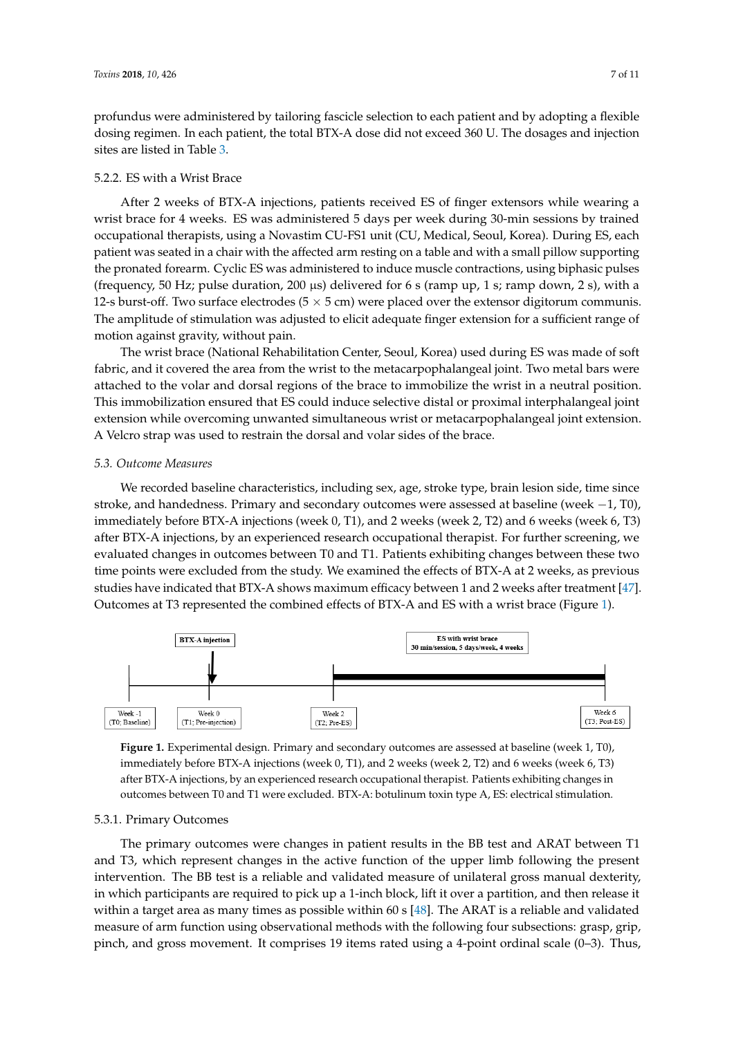profundus were administered by tailoring fascicle selection to each patient and by adopting a flexible dosing regimen. In each patient, the total BTX-A dose did not exceed 360 U. The dosages and injection sites are listed in Table 3.

#### 5.2.2. ES with a Wrist Brace

After 2 weeks of BTX-A injections, patients received ES of finger extensors while wearing a wrist brace for 4 weeks. ES was administered 5 days per week during 30-min sessions by trained occupational therapists, using a Novastim CU-FS1 unit (CU, Medical, Seoul, Korea). During ES, each patient was seated in a chair with the affected arm resting on a table and with a small pillow supporting the pronated forearm. Cyclic ES was administered to induce muscle contractions, using biphasic pulses (frequency, 50 Hz; pulse duration, 200 μs) delivered for 6 s (ramp up, 1 s; ramp down, 2 s), with a 12-s burst-off. Two surface electrodes (5 × 5 cm) were placed over the extensor digitorum communis. The amplitude of stimulation was adjusted to elicit adequate finger extension for a sufficient range of motion against gravity, without pain.

The wrist brace (National Rehabilitation Center, Seoul, Korea) used during ES was made of soft fabric, and it covered the area from the wrist to the metacarpophalangeal joint. Two metal bars were attached to the volar and dorsal regions of the brace to immobilize the wrist in a neutral position. This immobilization ensured that ES could induce selective distal or proximal interphalangeal joint extension while overcoming unwanted simultaneous wrist or metacarpophalangeal joint extension. A Velcro strap was used to restrain the dorsal and volar sides of the brace.

### *5.3. Outcome Measures*

We recorded baseline characteristics, including sex, age, stroke type, brain lesion side, time since stroke, and handedness. Primary and secondary outcomes were assessed at baseline (week −1, T0), immediately before BTX-A injections (week 0, T1), and 2 weeks (week 2, T2) and 6 weeks (week 6, T3) after BTX-A injections, by an experienced research occupational therapist. For further screening, we evaluated changes in outcomes between T0 and T1. Patients exhibiting changes between these two time points were excluded from the study. We examined the effects of BTX-A at 2 weeks, as previous studies have indicated that BTX-A shows maximum efficacy between 1 and 2 weeks after treatment [47]. Outcomes at T3 represented the combined effects of BTX-A and ES with a wrist brace (Figure 1).

BTX-A injection

ES with wrist brace
30 min/session, 5 days/week, 4 weeks

Week -1 (T0; Baseline) | Week 0 (T1; Pre-injection) | Week 2 (T2; Pre-ES) | Week 6 (T3; Post-ES)

**Figure 1.** Experimental design. Primary and secondary outcomes are assessed at baseline (week 1, T0), immediately before BTX-A injections (week 0, T1), and 2 weeks (week 2, T2) and 6 weeks (week 6, T3) after BTX-A injections, by an experienced research occupational therapist. Patients exhibiting changes in outcomes between T0 and T1 were excluded. BTX-A: botulinum toxin type A, ES: electrical stimulation.

#### 5.3.1. Primary Outcomes

The primary outcomes were changes in patient results in the BB test and ARAT between T1 and T3, which represent changes in the active function of the upper limb following the present intervention. The BB test is a reliable and validated measure of unilateral gross manual dexterity, in which participants are required to pick up a 1-inch block, lift it over a partition, and then release it within a target area as many times as possible within 60 s [48]. The ARAT is a reliable and validated measure of arm function using observational methods with the following four subsections: grasp, grip, pinch, and gross movement. It comprises 19 items rated using a 4-point ordinal scale (0–3). Thus,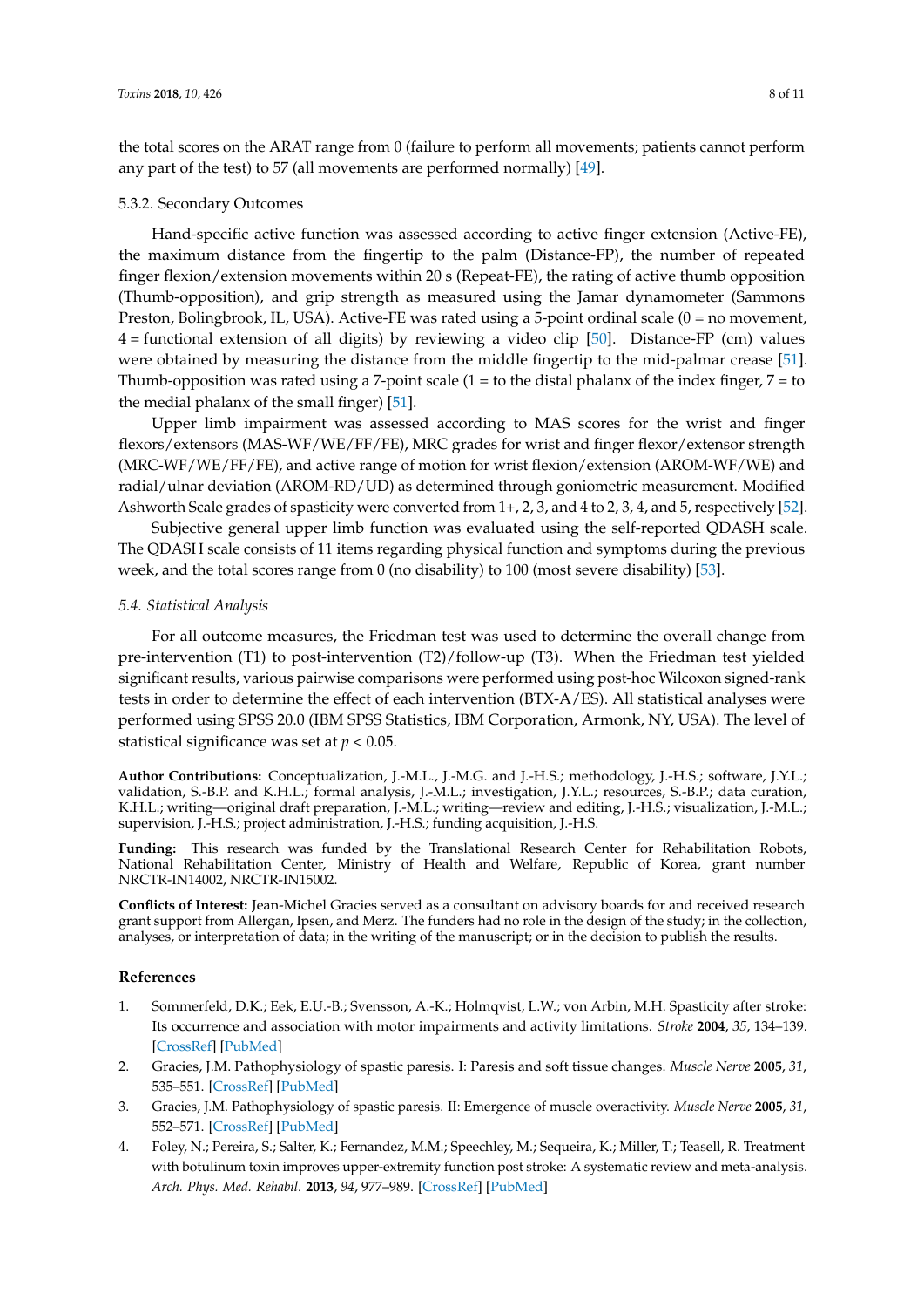the total scores on the ARAT range from 0 (failure to perform all movements; patients cannot perform any part of the test) to 57 (all movements are performed normally) [49].

#### 5.3.2. Secondary Outcomes

Hand-specific active function was assessed according to active finger extension (Active-FE), the maximum distance from the fingertip to the palm (Distance-FP), the number of repeated finger flexion/extension movements within 20 s (Repeat-FE), the rating of active thumb opposition (Thumb-opposition), and grip strength as measured using the Jamar dynamometer (Sammons Preston, Bolingbrook, IL, USA). Active-FE was rated using a 5-point ordinal scale (0 = no movement, 4 = functional extension of all digits) by reviewing a video clip [50]. Distance-FP (cm) values were obtained by measuring the distance from the middle fingertip to the mid-palmar crease [51]. Thumb-opposition was rated using a 7-point scale (1 = to the distal phalanx of the index finger, 7 = to the medial phalanx of the small finger) [51].

Upper limb impairment was assessed according to MAS scores for the wrist and finger flexors/extensors (MAS-WF/WE/FF/FE), MRC grades for wrist and finger flexor/extensor strength (MRC-WF/WE/FF/FE), and active range of motion for wrist flexion/extension (AROM-WF/WE) and radial/ulnar deviation (AROM-RD/UD) as determined through goniometric measurement. Modified Ashworth Scale grades of spasticity were converted from 1+, 2, 3, and 4 to 2, 3, 4, and 5, respectively [52].

Subjective general upper limb function was evaluated using the self-reported QDASH scale. The QDASH scale consists of 11 items regarding physical function and symptoms during the previous week, and the total scores range from 0 (no disability) to 100 (most severe disability) [53].

### *5.4. Statistical Analysis*

For all outcome measures, the Friedman test was used to determine the overall change from pre-intervention (T1) to post-intervention (T2)/follow-up (T3). When the Friedman test yielded significant results, various pairwise comparisons were performed using post-hoc Wilcoxon signed-rank tests in order to determine the effect of each intervention (BTX-A/ES). All statistical analyses were performed using SPSS 20.0 (IBM SPSS Statistics, IBM Corporation, Armonk, NY, USA). The level of statistical significance was set at $p < 0.05$.

**Author Contributions:** Conceptualization, J.-M.L., J.-M.G. and J.-H.S.; methodology, J.-H.S.; software, J.Y.L.; validation, S.-B.P. and K.H.L.; formal analysis, J.-M.L.; investigation, J.Y.L.; resources, S.-B.P.; data curation, K.H.L.; writing—original draft preparation, J.-M.L.; writing—review and editing, J.-H.S.; visualization, J.-M.L.; supervision, J.-H.S.; project administration, J.-H.S.; funding acquisition, J.-H.S.

**Funding:** This research was funded by the Translational Research Center for Rehabilitation Robots, National Rehabilitation Center, Ministry of Health and Welfare, Republic of Korea, grant number NRCTR-IN14002, NRCTR-IN15002.

**Conflicts of Interest:** Jean-Michel Gracies served as a consultant on advisory boards for and received research grant support from Allergan, Ipsen, and Merz. The funders had no role in the design of the study; in the collection, analyses, or interpretation of data; in the writing of the manuscript; or in the decision to publish the results.

## References

1. Sommerfeld, D.K.; Eek, E.U.-B.; Svensson, A.-K.; Holmqvist, L.W.; von Arbin, M.H. Spasticity after stroke: Its occurrence and association with motor impairments and activity limitations. *Stroke* **2004**, *35*, 134–139. [CrossRef] [PubMed]
2. Gracies, J.M. Pathophysiology of spastic paresis. I: Paresis and soft tissue changes. *Muscle Nerve* **2005**, *31*, 535–551. [CrossRef] [PubMed]
3. Gracies, J.M. Pathophysiology of spastic paresis. II: Emergence of muscle overactivity. *Muscle Nerve* **2005**, *31*, 552–571. [CrossRef] [PubMed]
4. Foley, N.; Pereira, S.; Salter, K.; Fernandez, M.M.; Speechley, M.; Sequeira, K.; Miller, T.; Teasell, R. Treatment with botulinum toxin improves upper-extremity function post stroke: A systematic review and meta-analysis. *Arch. Phys. Med. Rehabil.* **2013**, *94*, 977–989. [CrossRef] [PubMed]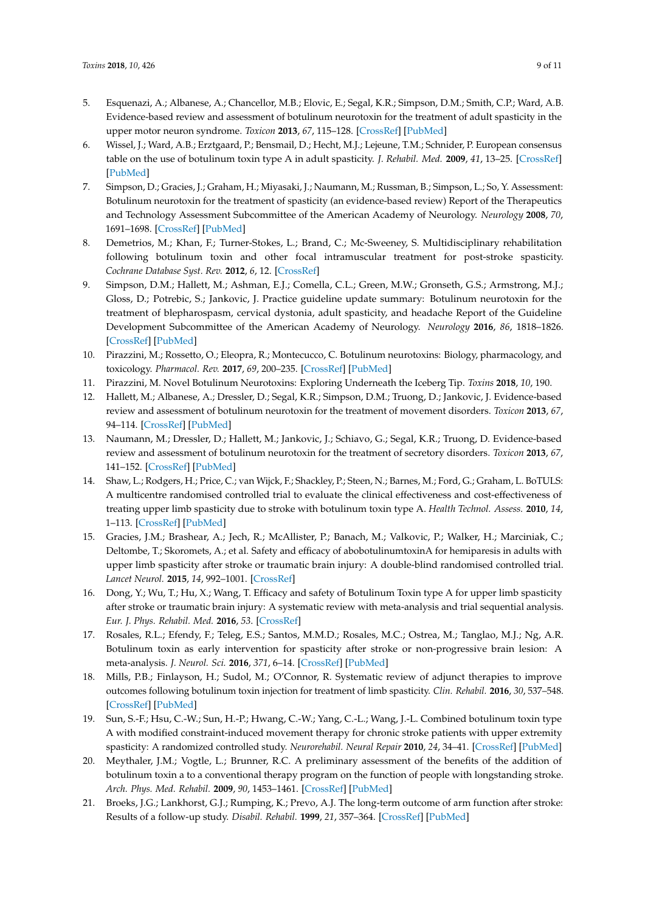5. Esquenazi, A.; Albanese, A.; Chancellor, M.B.; Elovic, E.; Segal, K.R.; Simpson, D.M.; Smith, C.P.; Ward, A.B. Evidence-based review and assessment of botulinum neurotoxin for the treatment of adult spasticity in the upper motor neuron syndrome. *Toxicon* **2013**, *67*, 115–128. [CrossRef] [PubMed]
6. Wissel, J.; Ward, A.B.; Erztgaard, P.; Bensmail, D.; Hecht, M.J.; Lejeune, T.M.; Schnider, P. European consensus table on the use of botulinum toxin type A in adult spasticity. *J. Rehabil. Med.* **2009**, *41*, 13–25. [CrossRef] [PubMed]
7. Simpson, D.; Gracies, J.; Graham, H.; Miyasaki, J.; Naumann, M.; Russman, B.; Simpson, L.; So, Y. Assessment: Botulinum neurotoxin for the treatment of spasticity (an evidence-based review) Report of the Therapeutics and Technology Assessment Subcommittee of the American Academy of Neurology. *Neurology* **2008**, *70*, 1691–1698. [CrossRef] [PubMed]
8. Demetrios, M.; Khan, F.; Turner-Stokes, L.; Brand, C.; Mc-Sweeney, S. Multidisciplinary rehabilitation following botulinum toxin and other focal intramuscular treatment for post-stroke spasticity. *Cochrane Database Syst. Rev.* **2012**, *6*, 12. [CrossRef]
9. Simpson, D.M.; Hallett, M.; Ashman, E.J.; Comella, C.L.; Green, M.W.; Gronseth, G.S.; Armstrong, M.J.; Gloss, D.; Potrebic, S.; Jankovic, J. Practice guideline update summary: Botulinum neurotoxin for the treatment of blepharospasm, cervical dystonia, adult spasticity, and headache Report of the Guideline Development Subcommittee of the American Academy of Neurology. *Neurology* **2016**, *86*, 1818–1826. [CrossRef] [PubMed]
10. Pirazzini, M.; Rossetto, O.; Eleopra, R.; Montecucco, C. Botulinum neurotoxins: Biology, pharmacology, and toxicology. *Pharmacol. Rev.* **2017**, *69*, 200–235. [CrossRef] [PubMed]
11. Pirazzini, M. Novel Botulinum Neurotoxins: Exploring Underneath the Iceberg Tip. *Toxins* **2018**, *10*, 190.
12. Hallett, M.; Albanese, A.; Dressler, D.; Segal, K.R.; Simpson, D.M.; Truong, D.; Jankovic, J. Evidence-based review and assessment of botulinum neurotoxin for the treatment of movement disorders. *Toxicon* **2013**, *67*, 94–114. [CrossRef] [PubMed]
13. Naumann, M.; Dressler, D.; Hallett, M.; Jankovic, J.; Schiavo, G.; Segal, K.R.; Truong, D. Evidence-based review and assessment of botulinum neurotoxin for the treatment of secretory disorders. *Toxicon* **2013**, *67*, 141–152. [CrossRef] [PubMed]
14. Shaw, L.; Rodgers, H.; Price, C.; van Wijck, F.; Shackley, P.; Steen, N.; Barnes, M.; Ford, G.; Graham, L. BoTULS: A multicentre randomised controlled trial to evaluate the clinical effectiveness and cost-effectiveness of treating upper limb spasticity due to stroke with botulinum toxin type A. *Health Technol. Assess.* **2010**, *14*, 1–113. [CrossRef] [PubMed]
15. Gracies, J.M.; Brashear, A.; Jech, R.; McAllister, P.; Banach, M.; Valkovic, P.; Walker, H.; Marciniak, C.; Deltombe, T.; Skoromets, A.; et al. Safety and efficacy of abobotulinumtoxinA for hemiparesis in adults with upper limb spasticity after stroke or traumatic brain injury: A double-blind randomised controlled trial. *Lancet Neurol.* **2015**, *14*, 992–1001. [CrossRef]
16. Dong, Y.; Wu, T.; Hu, X.; Wang, T. Efficacy and safety of Botulinum Toxin type A for upper limb spasticity after stroke or traumatic brain injury: A systematic review with meta-analysis and trial sequential analysis. *Eur. J. Phys. Rehabil. Med.* **2016**, *53*. [CrossRef]
17. Rosales, R.L.; Efendy, F.; Teleg, E.S.; Santos, M.M.D.; Rosales, M.C.; Ostrea, M.; Tanglao, M.J.; Ng, A.R. Botulinum toxin as early intervention for spasticity after stroke or non-progressive brain lesion: A meta-analysis. *J. Neurol. Sci.* **2016**, *371*, 6–14. [CrossRef] [PubMed]
18. Mills, P.B.; Finlayson, H.; Sudol, M.; O'Connor, R. Systematic review of adjunct therapies to improve outcomes following botulinum toxin injection for treatment of limb spasticity. *Clin. Rehabil.* **2016**, *30*, 537–548. [CrossRef] [PubMed]
19. Sun, S.-F.; Hsu, C.-W.; Sun, H.-P.; Hwang, C.-W.; Yang, C.-L.; Wang, J.-L. Combined botulinum toxin type A with modified constraint-induced movement therapy for chronic stroke patients with upper extremity spasticity: A randomized controlled study. *Neurorehabil. Neural Repair* **2010**, *24*, 34–41. [CrossRef] [PubMed]
20. Meythaler, J.M.; Vogtle, L.; Brunner, R.C. A preliminary assessment of the benefits of the addition of botulinum toxin a to a conventional therapy program on the function of people with longstanding stroke. *Arch. Phys. Med. Rehabil.* **2009**, *90*, 1453–1461. [CrossRef] [PubMed]
21. Broeks, J.G.; Lankhorst, G.J.; Rumping, K.; Prevo, A.J. The long-term outcome of arm function after stroke: Results of a follow-up study. *Disabil. Rehabil.* **1999**, *21*, 357–364. [CrossRef] [PubMed]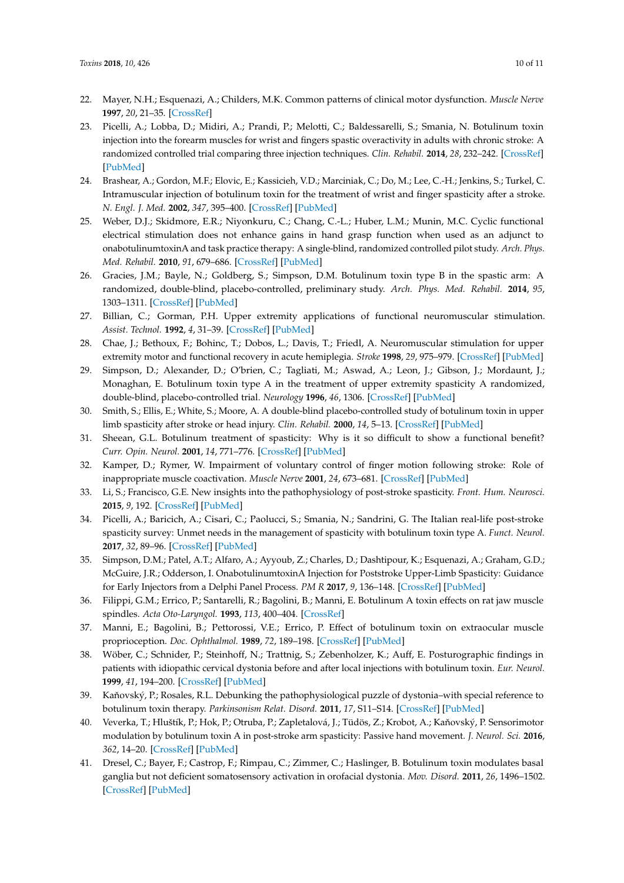22. Mayer, N.H.; Esquenazi, A.; Childers, M.K. Common patterns of clinical motor dysfunction. *Muscle Nerve* **1997**, *20*, 21–35. [CrossRef]
23. Picelli, A.; Lobba, D.; Midiri, A.; Prandi, P.; Melotti, C.; Baldessarelli, S.; Smania, N. Botulinum toxin injection into the forearm muscles for wrist and fingers spastic overactivity in adults with chronic stroke: A randomized controlled trial comparing three injection techniques. *Clin. Rehabil.* **2014**, *28*, 232–242. [CrossRef] [PubMed]
24. Brashear, A.; Gordon, M.F.; Elovic, E.; Kassicieh, V.D.; Marciniak, C.; Do, M.; Lee, C.-H.; Jenkins, S.; Turkel, C. Intramuscular injection of botulinum toxin for the treatment of wrist and finger spasticity after a stroke. *N. Engl. J. Med.* **2002**, *347*, 395–400. [CrossRef] [PubMed]
25. Weber, D.J.; Skidmore, E.R.; Niyonkuru, C.; Chang, C.-L.; Huber, L.M.; Munin, M.C. Cyclic functional electrical stimulation does not enhance gains in hand grasp function when used as an adjunct to onabotulinumtoxinA and task practice therapy: A single-blind, randomized controlled pilot study. *Arch. Phys. Med. Rehabil.* **2010**, *91*, 679–686. [CrossRef] [PubMed]
26. Gracies, J.M.; Bayle, N.; Goldberg, S.; Simpson, D.M. Botulinum toxin type B in the spastic arm: A randomized, double-blind, placebo-controlled, preliminary study. *Arch. Phys. Med. Rehabil.* **2014**, *95*, 1303–1311. [CrossRef] [PubMed]
27. Billian, C.; Gorman, P.H. Upper extremity applications of functional neuromuscular stimulation. *Assist. Technol.* **1992**, *4*, 31–39. [CrossRef] [PubMed]
28. Chae, J.; Bethoux, F.; Bohinc, T.; Dobos, L.; Davis, T.; Friedl, A. Neuromuscular stimulation for upper extremity motor and functional recovery in acute hemiplegia. *Stroke* **1998**, *29*, 975–979. [CrossRef] [PubMed]
29. Simpson, D.; Alexander, D.; O'brien, C.; Tagliati, M.; Aswad, A.; Leon, J.; Gibson, J.; Mordaunt, J.; Monaghan, E. Botulinum toxin type A in the treatment of upper extremity spasticity A randomized, double-blind, placebo-controlled trial. *Neurology* **1996**, *46*, 1306. [CrossRef] [PubMed]
30. Smith, S.; Ellis, E.; White, S.; Moore, A. A double-blind placebo-controlled study of botulinum toxin in upper limb spasticity after stroke or head injury. *Clin. Rehabil.* **2000**, *14*, 5–13. [CrossRef] [PubMed]
31. Sheean, G.L. Botulinum treatment of spasticity: Why is it so difficult to show a functional benefit? *Curr. Opin. Neurol.* **2001**, *14*, 771–776. [CrossRef] [PubMed]
32. Kamper, D.; Rymer, W. Impairment of voluntary control of finger motion following stroke: Role of inappropriate muscle coactivation. *Muscle Nerve* **2001**, *24*, 673–681. [CrossRef] [PubMed]
33. Li, S.; Francisco, G.E. New insights into the pathophysiology of post-stroke spasticity. *Front. Hum. Neurosci.* **2015**, *9*, 192. [CrossRef] [PubMed]
34. Picelli, A.; Baricich, A.; Cisari, C.; Paolucci, S.; Smania, N.; Sandrini, G. The Italian real-life post-stroke spasticity survey: Unmet needs in the management of spasticity with botulinum toxin type A. *Funct. Neurol.* **2017**, *32*, 89–96. [CrossRef] [PubMed]
35. Simpson, D.M.; Patel, A.T.; Alfaro, A.; Ayyoub, Z.; Charles, D.; Dashtipour, K.; Esquenazi, A.; Graham, G.D.; McGuire, J.R.; Odderson, I. OnabotulinumtoxinA Injection for Poststroke Upper-Limb Spasticity: Guidance for Early Injectors from a Delphi Panel Process. *PM R* **2017**, *9*, 136–148. [CrossRef] [PubMed]
36. Filippi, G.M.; Errico, P.; Santarelli, R.; Bagolini, B.; Manni, E. Botulinum A toxin effects on rat jaw muscle spindles. *Acta Oto-Laryngol.* **1993**, *113*, 400–404. [CrossRef]
37. Manni, E.; Bagolini, B.; Pettorossi, V.E.; Errico, P. Effect of botulinum toxin on extraocular muscle proprioception. *Doc. Ophthalmol.* **1989**, *72*, 189–198. [CrossRef] [PubMed]
38. Wöber, C.; Schnider, P.; Steinhoff, N.; Trattnig, S.; Zebenholzer, K.; Auff, E. Posturographic findings in patients with idiopathic cervical dystonia before and after local injections with botulinum toxin. *Eur. Neurol.* **1999**, *41*, 194–200. [CrossRef] [PubMed]
39. Kaňovský, P.; Rosales, R.L. Debunking the pathophysiological puzzle of dystonia–with special reference to botulinum toxin therapy. *Parkinsonism Relat. Disord.* **2011**, *17*, S11–S14. [CrossRef] [PubMed]
40. Veverka, T.; Hluštík, P.; Hok, P.; Otruba, P.; Zapletalová, J.; Tüdös, Z.; Krobot, A.; Kaňovský, P. Sensorimotor modulation by botulinum toxin A in post-stroke arm spasticity: Passive hand movement. *J. Neurol. Sci.* **2016**, *362*, 14–20. [CrossRef] [PubMed]
41. Dresel, C.; Bayer, F.; Castrop, F.; Rimpau, C.; Zimmer, C.; Haslinger, B. Botulinum toxin modulates basal ganglia but not deficient somatosensory activation in orofacial dystonia. *Mov. Disord.* **2011**, *26*, 1496–1502. [CrossRef] [PubMed]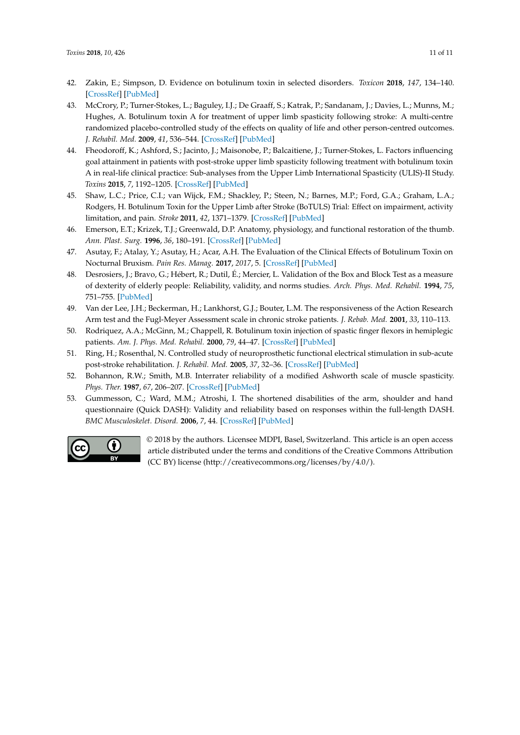42. Zakin, E.; Simpson, D. Evidence on botulinum toxin in selected disorders. *Toxicon* **2018**, *147*, 134–140. [CrossRef] [PubMed]
43. McCrory, P.; Turner-Stokes, L.; Baguley, I.J.; De Graaff, S.; Katrak, P.; Sandanam, J.; Davies, L.; Munns, M.; Hughes, A. Botulinum toxin A for treatment of upper limb spasticity following stroke: A multi-centre randomized placebo-controlled study of the effects on quality of life and other person-centred outcomes. *J. Rehabil. Med.* **2009**, *41*, 536–544. [CrossRef] [PubMed]
44. Fheodoroff, K.; Ashford, S.; Jacinto, J.; Maisonobe, P.; Balcaitiene, J.; Turner-Stokes, L. Factors influencing goal attainment in patients with post-stroke upper limb spasticity following treatment with botulinum toxin A in real-life clinical practice: Sub-analyses from the Upper Limb International Spasticity (ULIS)-II Study. *Toxins* **2015**, *7*, 1192–1205. [CrossRef] [PubMed]
45. Shaw, L.C.; Price, C.I.; van Wijck, F.M.; Shackley, P.; Steen, N.; Barnes, M.P.; Ford, G.A.; Graham, L.A.; Rodgers, H. Botulinum Toxin for the Upper Limb after Stroke (BoTULS) Trial: Effect on impairment, activity limitation, and pain. *Stroke* **2011**, *42*, 1371–1379. [CrossRef] [PubMed]
46. Emerson, E.T.; Krizek, T.J.; Greenwald, D.P. Anatomy, physiology, and functional restoration of the thumb. *Ann. Plast. Surg.* **1996**, *36*, 180–191. [CrossRef] [PubMed]
47. Asutay, F.; Atalay, Y.; Asutay, H.; Acar, A.H. The Evaluation of the Clinical Effects of Botulinum Toxin on Nocturnal Bruxism. *Pain Res. Manag.* **2017**, *2017*, 5. [CrossRef] [PubMed]
48. Desrosiers, J.; Bravo, G.; Hébert, R.; Dutil, É.; Mercier, L. Validation of the Box and Block Test as a measure of dexterity of elderly people: Reliability, validity, and norms studies. *Arch. Phys. Med. Rehabil.* **1994**, *75*, 751–755. [PubMed]
49. Van der Lee, J.H.; Beckerman, H.; Lankhorst, G.J.; Bouter, L.M. The responsiveness of the Action Research Arm test and the Fugl-Meyer Assessment scale in chronic stroke patients. *J. Rehab. Med.* **2001**, *33*, 110–113.
50. Rodriquez, A.A.; McGinn, M.; Chappell, R. Botulinum toxin injection of spastic finger flexors in hemiplegic patients. *Am. J. Phys. Med. Rehabil.* **2000**, *79*, 44–47. [CrossRef] [PubMed]
51. Ring, H.; Rosenthal, N. Controlled study of neuroprosthetic functional electrical stimulation in sub-acute post-stroke rehabilitation. *J. Rehabil. Med.* **2005**, *37*, 32–36. [CrossRef] [PubMed]
52. Bohannon, R.W.; Smith, M.B. Interrater reliability of a modified Ashworth scale of muscle spasticity. *Phys. Ther.* **1987**, *67*, 206–207. [CrossRef] [PubMed]
53. Gummesson, C.; Ward, M.M.; Atroshi, I. The shortened disabilities of the arm, shoulder and hand questionnaire (Quick DASH): Validity and reliability based on responses within the full-length DASH. *BMC Musculoskelet. Disord.* **2006**, *7*, 44. [CrossRef] [PubMed]

© 2018 by the authors. Licensee MDPI, Basel, Switzerland. This article is an open access article distributed under the terms and conditions of the Creative Commons Attribution (CC BY) license (http://creativecommons.org/licenses/by/4.0/).